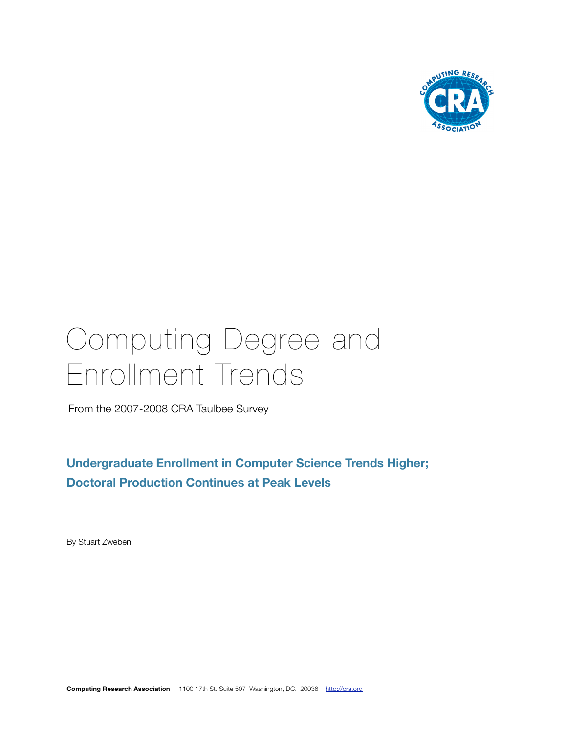# Computing Degree and Enrollment Trends

From the 2007-2008 CRA Taulbee Survey

## Undergraduate Enrollment in Computer Science Trends Higher; Doctoral Production Continues at Peak Levels

By Stuart Zweben

**Computing Research Association** 1100 17th St. Suite 507 Washington, DC. 20036 http://cra.org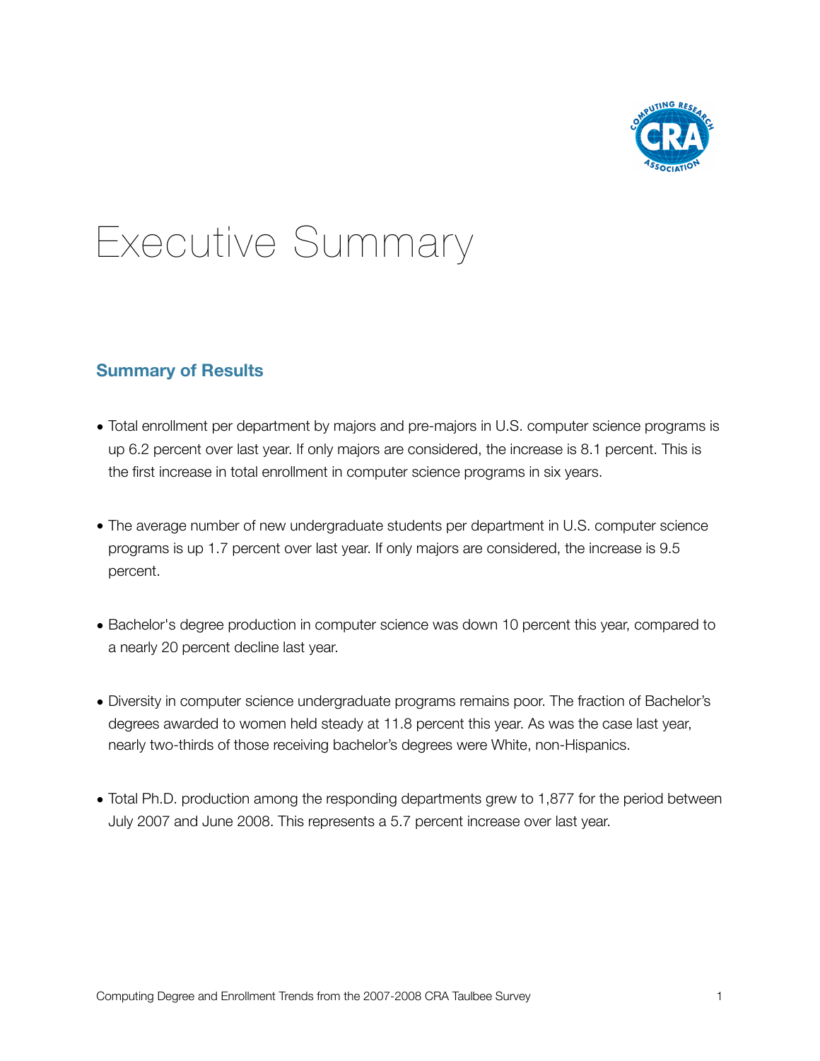# Executive Summary

## Summary of Results

- Total enrollment per department by majors and pre-majors in U.S. computer science programs is up 6.2 percent over last year. If only majors are considered, the increase is 8.1 percent. This is the first increase in total enrollment in computer science programs in six years.

- The average number of new undergraduate students per department in U.S. computer science programs is up 1.7 percent over last year. If only majors are considered, the increase is 9.5 percent.

- Bachelor's degree production in computer science was down 10 percent this year, compared to a nearly 20 percent decline last year.

- Diversity in computer science undergraduate programs remains poor. The fraction of Bachelor's degrees awarded to women held steady at 11.8 percent this year. As was the case last year, nearly two-thirds of those receiving bachelor's degrees were White, non-Hispanics.

- Total Ph.D. production among the responding departments grew to 1,877 for the period between July 2007 and June 2008. This represents a 5.7 percent increase over last year.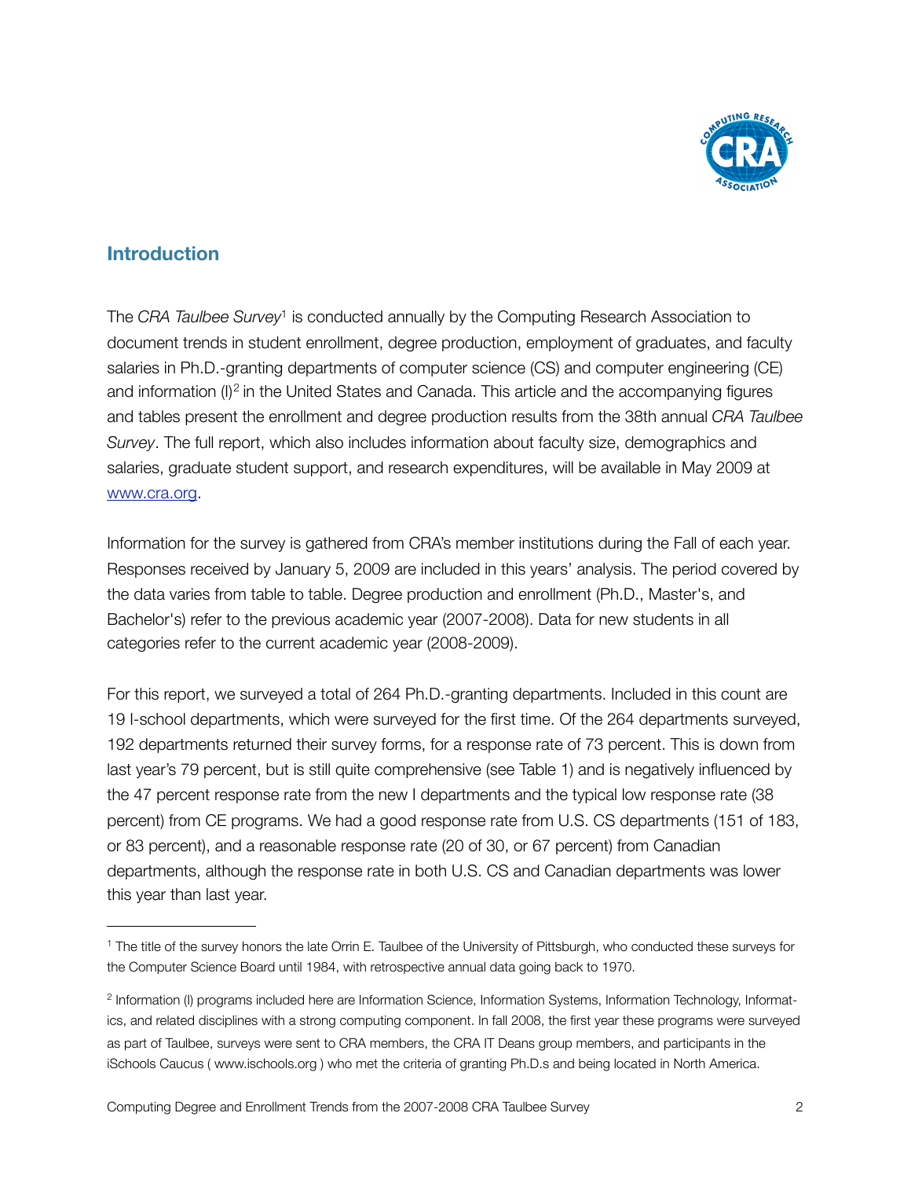## Introduction

The *CRA Taulbee Survey*[1] is conducted annually by the Computing Research Association to document trends in student enrollment, degree production, employment of graduates, and faculty salaries in Ph.D.-granting departments of computer science (CS) and computer engineering (CE) and information (I)[2] in the United States and Canada. This article and the accompanying figures and tables present the enrollment and degree production results from the 38th annual *CRA Taulbee Survey*. The full report, which also includes information about faculty size, demographics and salaries, graduate student support, and research expenditures, will be available in May 2009 at www.cra.org.

Information for the survey is gathered from CRA's member institutions during the Fall of each year. Responses received by January 5, 2009 are included in this years' analysis. The period covered by the data varies from table to table. Degree production and enrollment (Ph.D., Master's, and Bachelor's) refer to the previous academic year (2007-2008). Data for new students in all categories refer to the current academic year (2008-2009).

For this report, we surveyed a total of 264 Ph.D.-granting departments. Included in this count are 19 I-school departments, which were surveyed for the first time. Of the 264 departments surveyed, 192 departments returned their survey forms, for a response rate of 73 percent. This is down from last year's 79 percent, but is still quite comprehensive (see Table 1) and is negatively influenced by the 47 percent response rate from the new I departments and the typical low response rate (38 percent) from CE programs. We had a good response rate from U.S. CS departments (151 of 183, or 83 percent), and a reasonable response rate (20 of 30, or 67 percent) from Canadian departments, although the response rate in both U.S. CS and Canadian departments was lower this year than last year.

---

[1] The title of the survey honors the late Orrin E. Taulbee of the University of Pittsburgh, who conducted these surveys for the Computer Science Board until 1984, with retrospective annual data going back to 1970.

[2] Information (I) programs included here are Information Science, Information Systems, Information Technology, Informatics, and related disciplines with a strong computing component. In fall 2008, the first year these programs were surveyed as part of Taulbee, surveys were sent to CRA members, the CRA IT Deans group members, and participants in the iSchools Caucus ( www.ischools.org ) who met the criteria of granting Ph.D.s and being located in North America.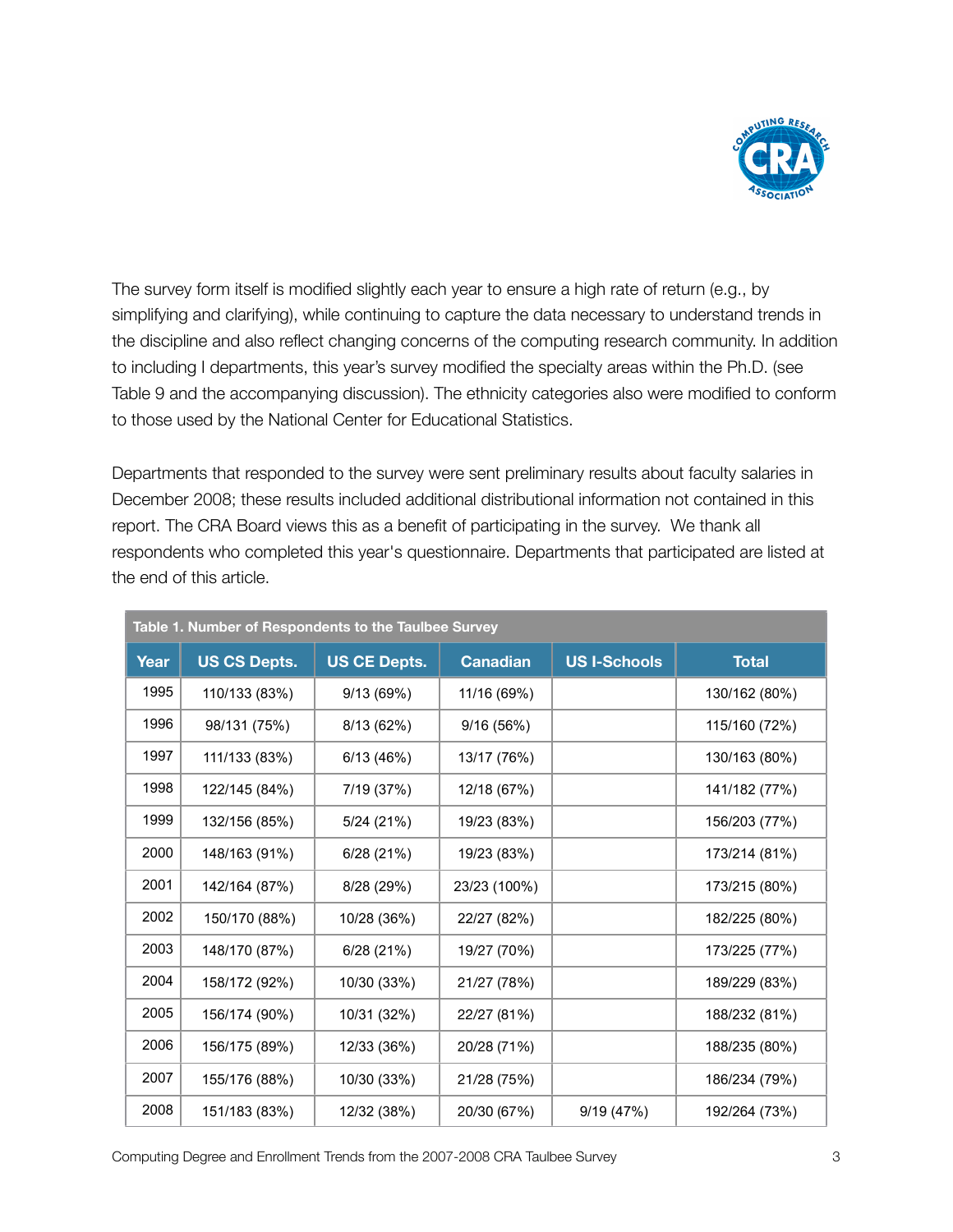The survey form itself is modified slightly each year to ensure a high rate of return (e.g., by simplifying and clarifying), while continuing to capture the data necessary to understand trends in the discipline and also reflect changing concerns of the computing research community. In addition to including I departments, this year's survey modified the specialty areas within the Ph.D. (see Table 9 and the accompanying discussion). The ethnicity categories also were modified to conform to those used by the National Center for Educational Statistics.

Departments that responded to the survey were sent preliminary results about faculty salaries in December 2008; these results included additional distributional information not contained in this report. The CRA Board views this as a benefit of participating in the survey. We thank all respondents who completed this year's questionnaire. Departments that participated are listed at the end of this article.

**Table 1. Number of Respondents to the Taulbee Survey**

| Year | US CS Depts. | US CE Depts. | Canadian | US I-Schools | Total |
|---|---|---|---|---|---|
| 1995 | 110/133 (83%) | 9/13 (69%) | 11/16 (69%) | | 130/162 (80%) |
| 1996 | 98/131 (75%) | 8/13 (62%) | 9/16 (56%) | | 115/160 (72%) |
| 1997 | 111/133 (83%) | 6/13 (46%) | 13/17 (76%) | | 130/163 (80%) |
| 1998 | 122/145 (84%) | 7/19 (37%) | 12/18 (67%) | | 141/182 (77%) |
| 1999 | 132/156 (85%) | 5/24 (21%) | 19/23 (83%) | | 156/203 (77%) |
| 2000 | 148/163 (91%) | 6/28 (21%) | 19/23 (83%) | | 173/214 (81%) |
| 2001 | 142/164 (87%) | 8/28 (29%) | 23/23 (100%) | | 173/215 (80%) |
| 2002 | 150/170 (88%) | 10/28 (36%) | 22/27 (82%) | | 182/225 (80%) |
| 2003 | 148/170 (87%) | 6/28 (21%) | 19/27 (70%) | | 173/225 (77%) |
| 2004 | 158/172 (92%) | 10/30 (33%) | 21/27 (78%) | | 189/229 (83%) |
| 2005 | 156/174 (90%) | 10/31 (32%) | 22/27 (81%) | | 188/232 (81%) |
| 2006 | 156/175 (89%) | 12/33 (36%) | 20/28 (71%) | | 188/235 (80%) |
| 2007 | 155/176 (88%) | 10/30 (33%) | 21/28 (75%) | | 186/234 (79%) |
| 2008 | 151/183 (83%) | 12/32 (38%) | 20/30 (67%) | 9/19 (47%) | 192/264 (73%) |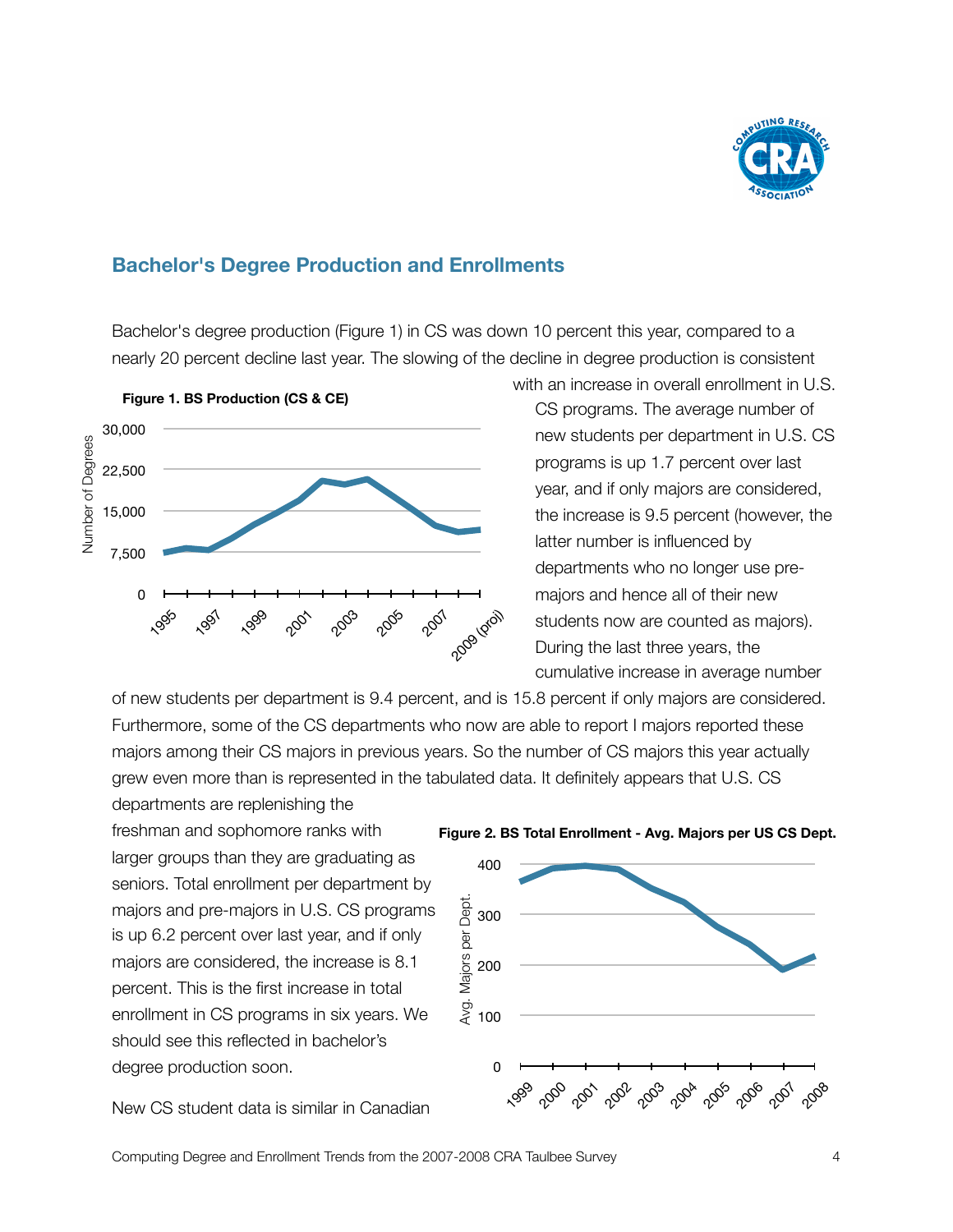## Bachelor's Degree Production and Enrollments

Bachelor's degree production (Figure 1) in CS was down 10 percent this year, compared to a nearly 20 percent decline last year. The slowing of the decline in degree production is consistent with an increase in overall enrollment in U.S. CS programs. The average number of new students per department in U.S. CS programs is up 1.7 percent over last year, and if only majors are considered, the increase is 9.5 percent (however, the latter number is influenced by departments who no longer use pre-majors and hence all of their new students now are counted as majors). During the last three years, the cumulative increase in average number of new students per department is 9.4 percent, and is 15.8 percent if only majors are considered. Furthermore, some of the CS departments who now are able to report I majors reported these majors among their CS majors in previous years. So the number of CS majors this year actually grew even more than is represented in the tabulated data. It definitely appears that U.S. CS departments are replenishing the freshman and sophomore ranks with larger groups than they are graduating as seniors. Total enrollment per department by majors and pre-majors in U.S. CS programs is up 6.2 percent over last year, and if only majors are considered, the increase is 8.1 percent. This is the first increase in total enrollment in CS programs in six years. We should see this reflected in bachelor's degree production soon.

**Figure 1. BS Production (CS & CE)**

**Figure 2. BS Total Enrollment - Avg. Majors per US CS Dept.**

New CS student data is similar in Canadian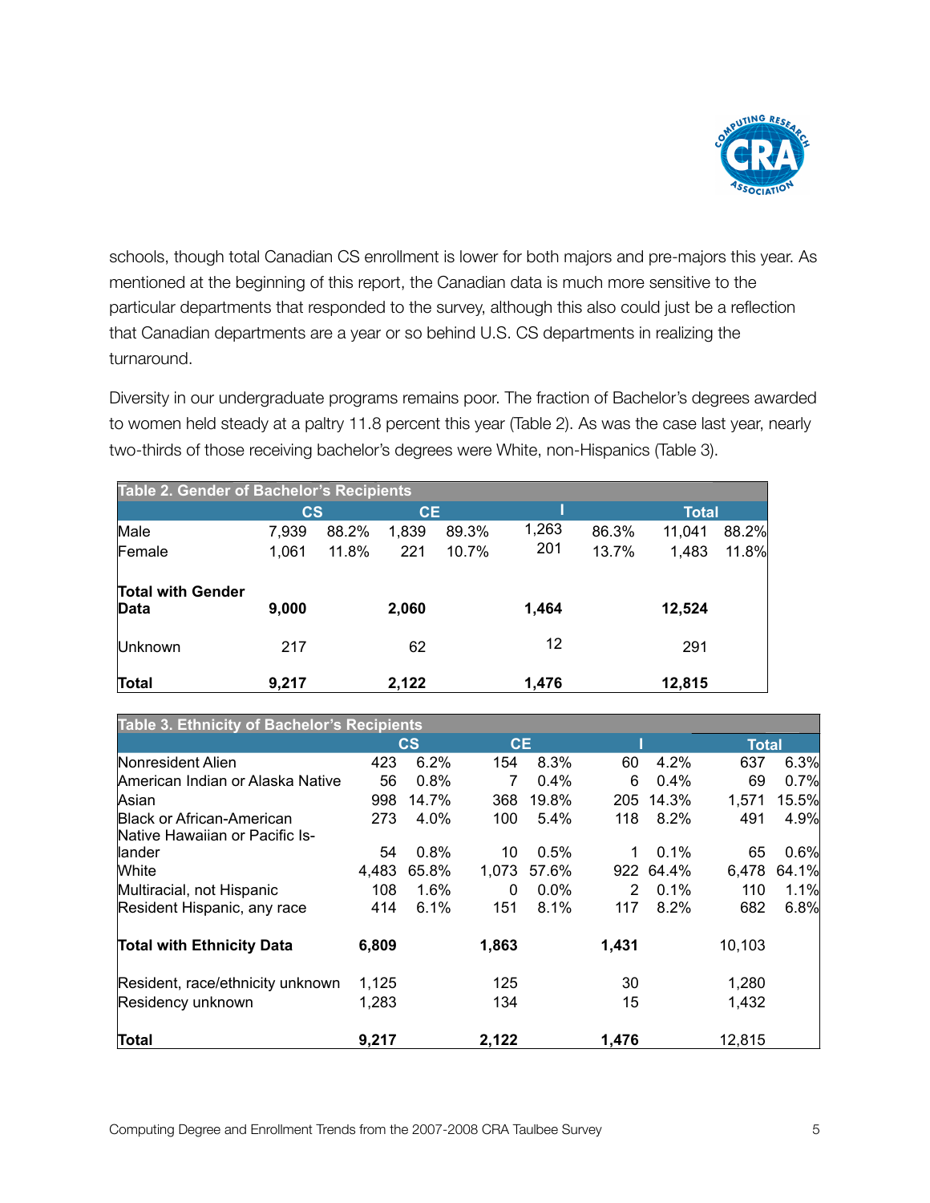schools, though total Canadian CS enrollment is lower for both majors and pre-majors this year. As mentioned at the beginning of this report, the Canadian data is much more sensitive to the particular departments that responded to the survey, although this also could just be a reflection that Canadian departments are a year or so behind U.S. CS departments in realizing the turnaround.

Diversity in our undergraduate programs remains poor. The fraction of Bachelor's degrees awarded to women held steady at a paltry 11.8 percent this year (Table 2). As was the case last year, nearly two-thirds of those receiving bachelor's degrees were White, non-Hispanics (Table 3).

**Table 2. Gender of Bachelor's Recipients**

| | CS | | CE | | I | | Total | |
|---|---|---|---|---|---|---|---|---|
| Male | 7,939 | 88.2% | 1,839 | 89.3% | 1,263 | 86.3% | 11,041 | 88.2% |
| Female | 1,061 | 11.8% | 221 | 10.7% | 201 | 13.7% | 1,483 | 11.8% |
| **Total with Gender Data** | **9,000** | | **2,060** | | **1,464** | | **12,524** | |
| Unknown | 217 | | 62 | | 12 | | 291 | |
| **Total** | **9,217** | | **2,122** | | **1,476** | | **12,815** | |

**Table 3. Ethnicity of Bachelor's Recipients**

| | CS | | CE | | I | | Total | |
|---|---|---|---|---|---|---|---|---|
| Nonresident Alien | 423 | 6.2% | 154 | 8.3% | 60 | 4.2% | 637 | 6.3% |
| American Indian or Alaska Native | 56 | 0.8% | 7 | 0.4% | 6 | 0.4% | 69 | 0.7% |
| Asian | 998 | 14.7% | 368 | 19.8% | 205 | 14.3% | 1,571 | 15.5% |
| Black or African-American | 273 | 4.0% | 100 | 5.4% | 118 | 8.2% | 491 | 4.9% |
| Native Hawaiian or Pacific Islander | 54 | 0.8% | 10 | 0.5% | 1 | 0.1% | 65 | 0.6% |
| White | 4,483 | 65.8% | 1,073 | 57.6% | 922 | 64.4% | 6,478 | 64.1% |
| Multiracial, not Hispanic | 108 | 1.6% | 0 | 0.0% | 2 | 0.1% | 110 | 1.1% |
| Resident Hispanic, any race | 414 | 6.1% | 151 | 8.1% | 117 | 8.2% | 682 | 6.8% |
| **Total with Ethnicity Data** | **6,809** | | **1,863** | | **1,431** | | 10,103 | |
| Resident, race/ethnicity unknown | 1,125 | | 125 | | 30 | | 1,280 | |
| Residency unknown | 1,283 | | 134 | | 15 | | 1,432 | |
| **Total** | **9,217** | | **2,122** | | **1,476** | | 12,815 | |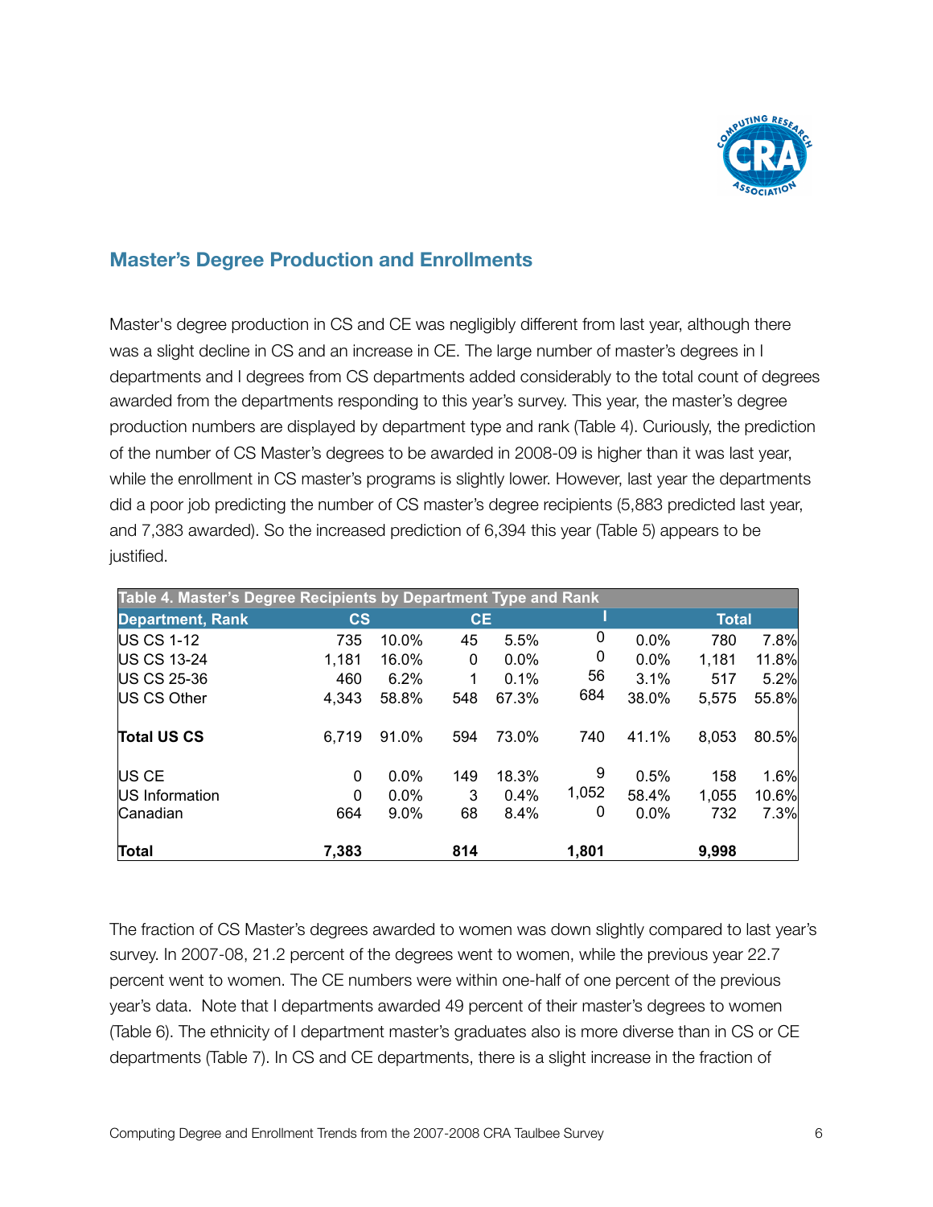## Master’s Degree Production and Enrollments

Master's degree production in CS and CE was negligibly different from last year, although there was a slight decline in CS and an increase in CE. The large number of master’s degrees in I departments and I degrees from CS departments added considerably to the total count of degrees awarded from the departments responding to this year’s survey. This year, the master’s degree production numbers are displayed by department type and rank (Table 4). Curiously, the prediction of the number of CS Master’s degrees to be awarded in 2008-09 is higher than it was last year, while the enrollment in CS master’s programs is slightly lower. However, last year the departments did a poor job predicting the number of CS master’s degree recipients (5,883 predicted last year, and 7,383 awarded). So the increased prediction of 6,394 this year (Table 5) appears to be justified.

**Table 4. Master’s Degree Recipients by Department Type and Rank**

| Department, Rank | CS | | CE | | I | | Total | |
|---|---|---|---|---|---|---|---|---|
| US CS 1-12 | 735 | 10.0% | 45 | 5.5% | 0 | 0.0% | 780 | 7.8% |
| US CS 13-24 | 1,181 | 16.0% | 0 | 0.0% | 0 | 0.0% | 1,181 | 11.8% |
| US CS 25-36 | 460 | 6.2% | 1 | 0.1% | 56 | 3.1% | 517 | 5.2% |
| US CS Other | 4,343 | 58.8% | 548 | 67.3% | 684 | 38.0% | 5,575 | 55.8% |
| **Total US CS** | 6,719 | 91.0% | 594 | 73.0% | 740 | 41.1% | 8,053 | 80.5% |
| US CE | 0 | 0.0% | 149 | 18.3% | 9 | 0.5% | 158 | 1.6% |
| US Information | 0 | 0.0% | 3 | 0.4% | 1,052 | 58.4% | 1,055 | 10.6% |
| Canadian | 664 | 9.0% | 68 | 8.4% | 0 | 0.0% | 732 | 7.3% |
| **Total** | **7,383** | | **814** | | **1,801** | | **9,998** | |

The fraction of CS Master’s degrees awarded to women was down slightly compared to last year’s survey. In 2007-08, 21.2 percent of the degrees went to women, while the previous year 22.7 percent went to women. The CE numbers were within one-half of one percent of the previous year’s data. Note that I departments awarded 49 percent of their master’s degrees to women (Table 6). The ethnicity of I department master’s graduates also is more diverse than in CS or CE departments (Table 7). In CS and CE departments, there is a slight increase in the fraction of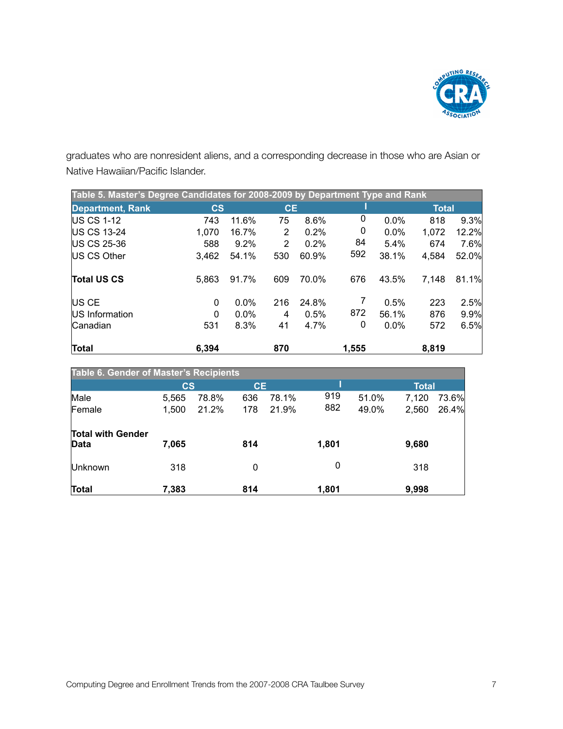graduates who are nonresident aliens, and a corresponding decrease in those who are Asian or Native Hawaiian/Pacific Islander.

| Table 5. Master's Degree Candidates for 2008-2009 by Department Type and Rank | | | | | | | | |
|---|---|---|---|---|---|---|---|---|
| **Department, Rank** | **CS** | | **CE** | | **I** | | **Total** | |
| US CS 1-12 | 743 | 11.6% | 75 | 8.6% | 0 | 0.0% | 818 | 9.3% |
| US CS 13-24 | 1,070 | 16.7% | 2 | 0.2% | 0 | 0.0% | 1,072 | 12.2% |
| US CS 25-36 | 588 | 9.2% | 2 | 0.2% | 84 | 5.4% | 674 | 7.6% |
| US CS Other | 3,462 | 54.1% | 530 | 60.9% | 592 | 38.1% | 4,584 | 52.0% |
| **Total US CS** | 5,863 | 91.7% | 609 | 70.0% | 676 | 43.5% | 7,148 | 81.1% |
| US CE | 0 | 0.0% | 216 | 24.8% | 7 | 0.5% | 223 | 2.5% |
| US Information | 0 | 0.0% | 4 | 0.5% | 872 | 56.1% | 876 | 9.9% |
| Canadian | 531 | 8.3% | 41 | 4.7% | 0 | 0.0% | 572 | 6.5% |
| **Total** | **6,394** | | **870** | | **1,555** | | **8,819** | |

| Table 6. Gender of Master's Recipients | | | | | | | | |
|---|---|---|---|---|---|---|---|---|
| | **CS** | | **CE** | | **I** | | **Total** | |
| Male | 5,565 | 78.8% | 636 | 78.1% | 919 | 51.0% | 7,120 | 73.6% |
| Female | 1,500 | 21.2% | 178 | 21.9% | 882 | 49.0% | 2,560 | 26.4% |
| **Total with Gender Data** | **7,065** | | **814** | | **1,801** | | **9,680** | |
| Unknown | 318 | | 0 | | 0 | | 318 | |
| **Total** | **7,383** | | **814** | | **1,801** | | **9,998** | |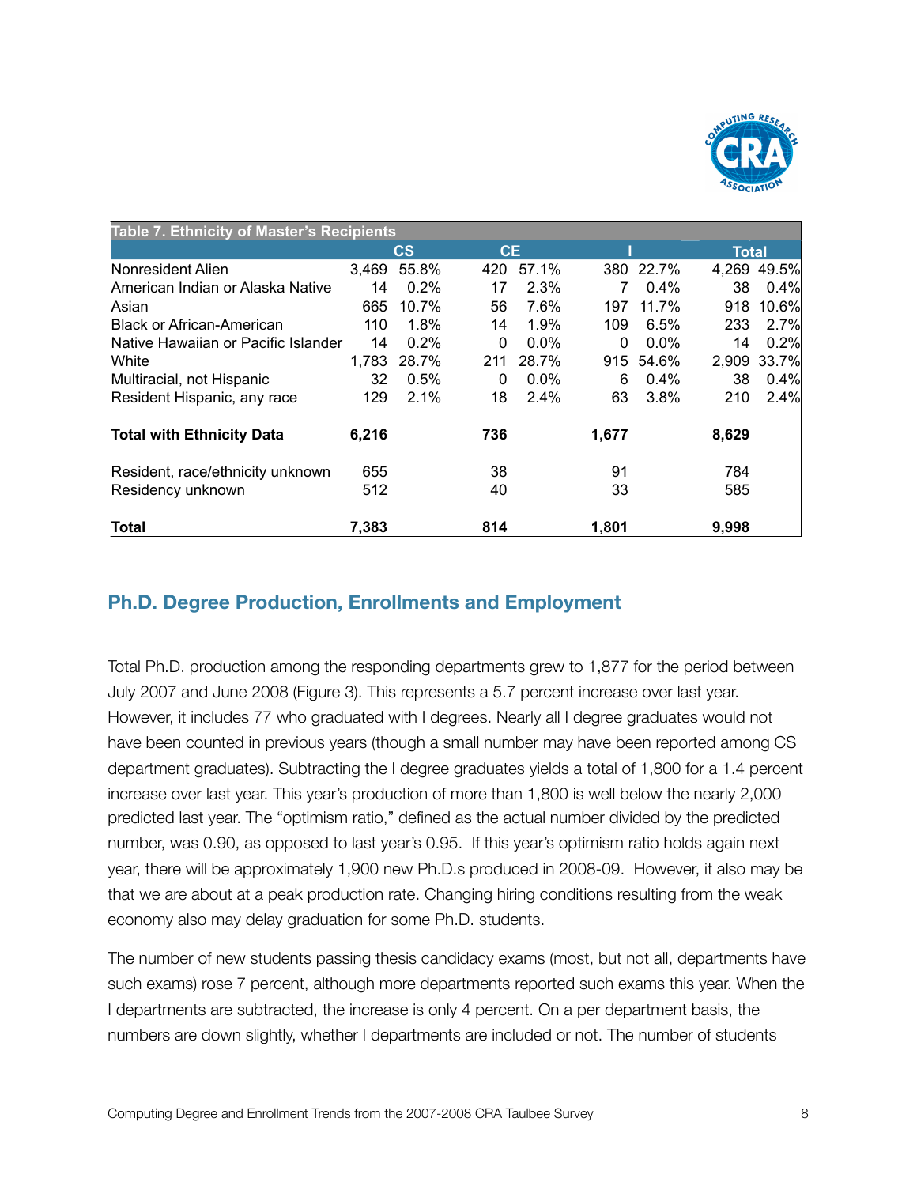**Table 7. Ethnicity of Master's Recipients**

| | CS | | CE | | I | | Total | |
|---|---|---|---|---|---|---|---|---|
| Nonresident Alien | 3,469 | 55.8% | 420 | 57.1% | 380 | 22.7% | 4,269 | 49.5% |
| American Indian or Alaska Native | 14 | 0.2% | 17 | 2.3% | 7 | 0.4% | 38 | 0.4% |
| Asian | 665 | 10.7% | 56 | 7.6% | 197 | 11.7% | 918 | 10.6% |
| Black or African-American | 110 | 1.8% | 14 | 1.9% | 109 | 6.5% | 233 | 2.7% |
| Native Hawaiian or Pacific Islander | 14 | 0.2% | 0 | 0.0% | 0 | 0.0% | 14 | 0.2% |
| White | 1,783 | 28.7% | 211 | 28.7% | 915 | 54.6% | 2,909 | 33.7% |
| Multiracial, not Hispanic | 32 | 0.5% | 0 | 0.0% | 6 | 0.4% | 38 | 0.4% |
| Resident Hispanic, any race | 129 | 2.1% | 18 | 2.4% | 63 | 3.8% | 210 | 2.4% |
| **Total with Ethnicity Data** | **6,216** | | **736** | | **1,677** | | **8,629** | |
| Resident, race/ethnicity unknown | 655 | | 38 | | 91 | | 784 | |
| Residency unknown | 512 | | 40 | | 33 | | 585 | |
| **Total** | **7,383** | | **814** | | **1,801** | | **9,998** | |

## Ph.D. Degree Production, Enrollments and Employment

Total Ph.D. production among the responding departments grew to 1,877 for the period between July 2007 and June 2008 (Figure 3). This represents a 5.7 percent increase over last year. However, it includes 77 who graduated with I degrees. Nearly all I degree graduates would not have been counted in previous years (though a small number may have been reported among CS department graduates). Subtracting the I degree graduates yields a total of 1,800 for a 1.4 percent increase over last year. This year's production of more than 1,800 is well below the nearly 2,000 predicted last year. The "optimism ratio," defined as the actual number divided by the predicted number, was 0.90, as opposed to last year's 0.95. If this year's optimism ratio holds again next year, there will be approximately 1,900 new Ph.D.s produced in 2008-09. However, it also may be that we are about at a peak production rate. Changing hiring conditions resulting from the weak economy also may delay graduation for some Ph.D. students.

The number of new students passing thesis candidacy exams (most, but not all, departments have such exams) rose 7 percent, although more departments reported such exams this year. When the I departments are subtracted, the increase is only 4 percent. On a per department basis, the numbers are down slightly, whether I departments are included or not. The number of students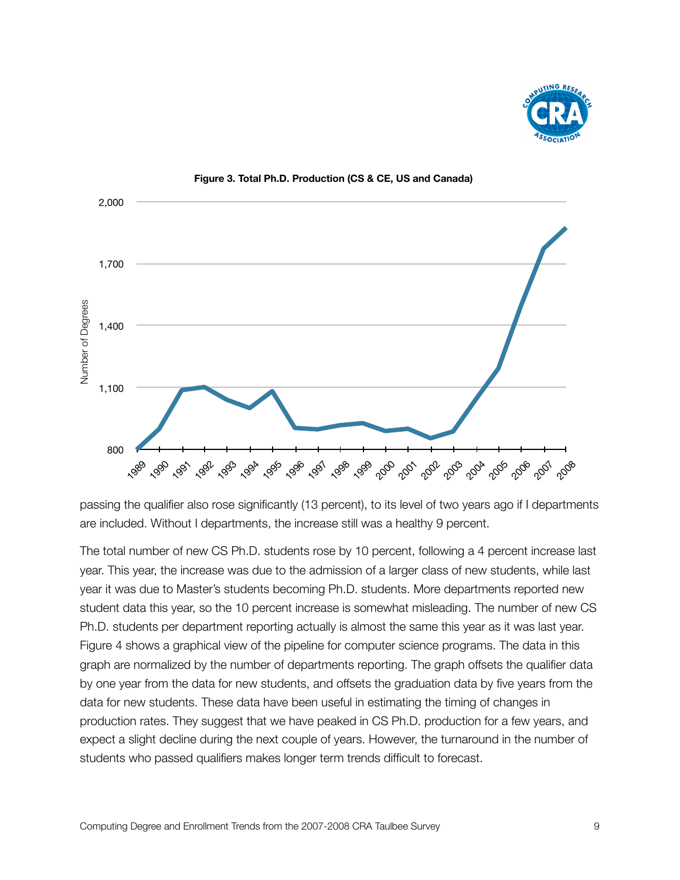**Figure 3. Total Ph.D. Production (CS & CE, US and Canada)**

passing the qualifier also rose significantly (13 percent), to its level of two years ago if I departments are included. Without I departments, the increase still was a healthy 9 percent.

The total number of new CS Ph.D. students rose by 10 percent, following a 4 percent increase last year. This year, the increase was due to the admission of a larger class of new students, while last year it was due to Master's students becoming Ph.D. students. More departments reported new student data this year, so the 10 percent increase is somewhat misleading. The number of new CS Ph.D. students per department reporting actually is almost the same this year as it was last year. Figure 4 shows a graphical view of the pipeline for computer science programs. The data in this graph are normalized by the number of departments reporting. The graph offsets the qualifier data by one year from the data for new students, and offsets the graduation data by five years from the data for new students. These data have been useful in estimating the timing of changes in production rates. They suggest that we have peaked in CS Ph.D. production for a few years, and expect a slight decline during the next couple of years. However, the turnaround in the number of students who passed qualifiers makes longer term trends difficult to forecast.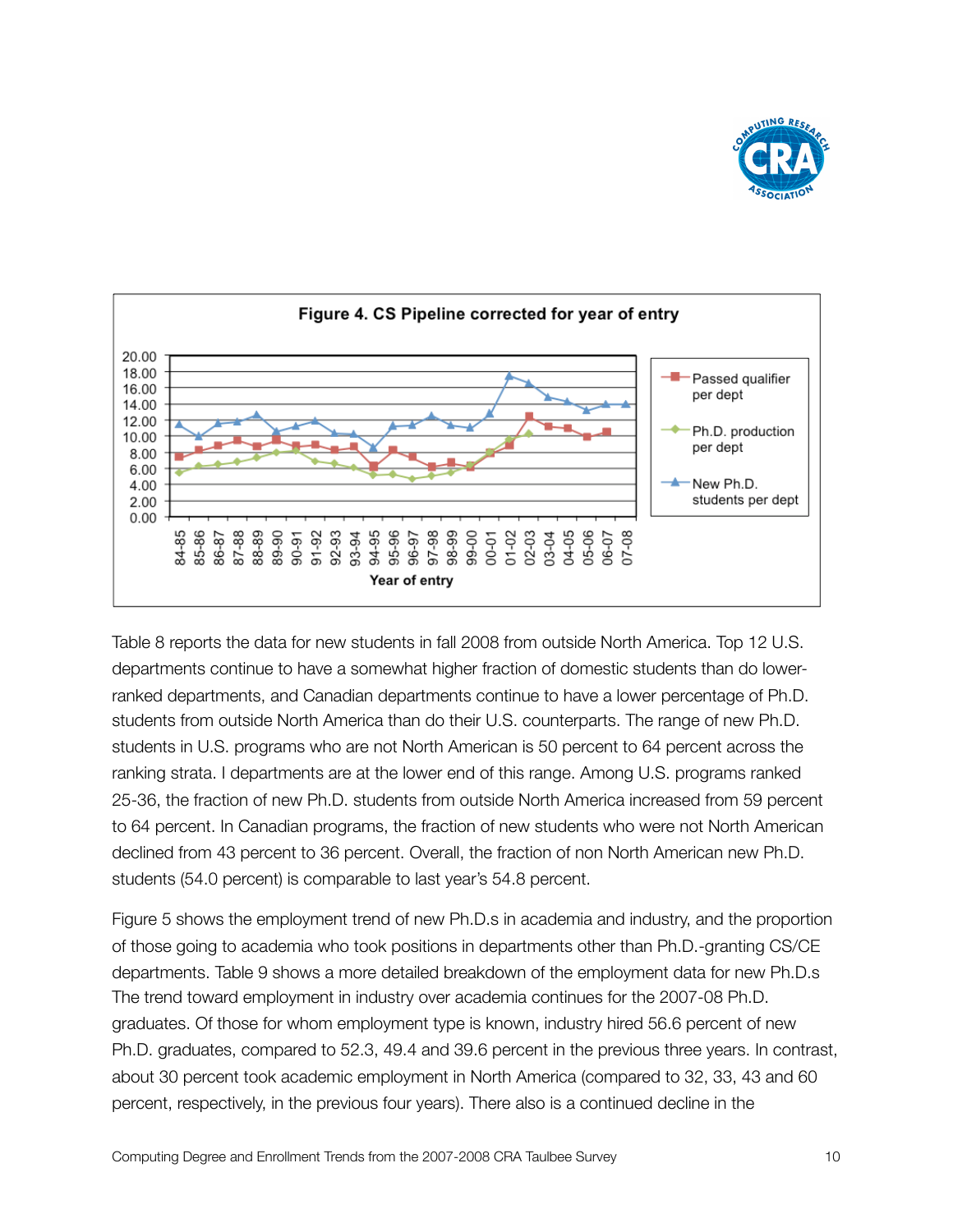**Figure 4. CS Pipeline corrected for year of entry**

Table 8 reports the data for new students in fall 2008 from outside North America. Top 12 U.S. departments continue to have a somewhat higher fraction of domestic students than do lower-ranked departments, and Canadian departments continue to have a lower percentage of Ph.D. students from outside North America than do their U.S. counterparts. The range of new Ph.D. students in U.S. programs who are not North American is 50 percent to 64 percent across the ranking strata. I departments are at the lower end of this range. Among U.S. programs ranked 25-36, the fraction of new Ph.D. students from outside North America increased from 59 percent to 64 percent. In Canadian programs, the fraction of new students who were not North American declined from 43 percent to 36 percent. Overall, the fraction of non North American new Ph.D. students (54.0 percent) is comparable to last year's 54.8 percent.

Figure 5 shows the employment trend of new Ph.D.s in academia and industry, and the proportion of those going to academia who took positions in departments other than Ph.D.-granting CS/CE departments. Table 9 shows a more detailed breakdown of the employment data for new Ph.D.s The trend toward employment in industry over academia continues for the 2007-08 Ph.D. graduates. Of those for whom employment type is known, industry hired 56.6 percent of new Ph.D. graduates, compared to 52.3, 49.4 and 39.6 percent in the previous three years. In contrast, about 30 percent took academic employment in North America (compared to 32, 33, 43 and 60 percent, respectively, in the previous four years). There also is a continued decline in the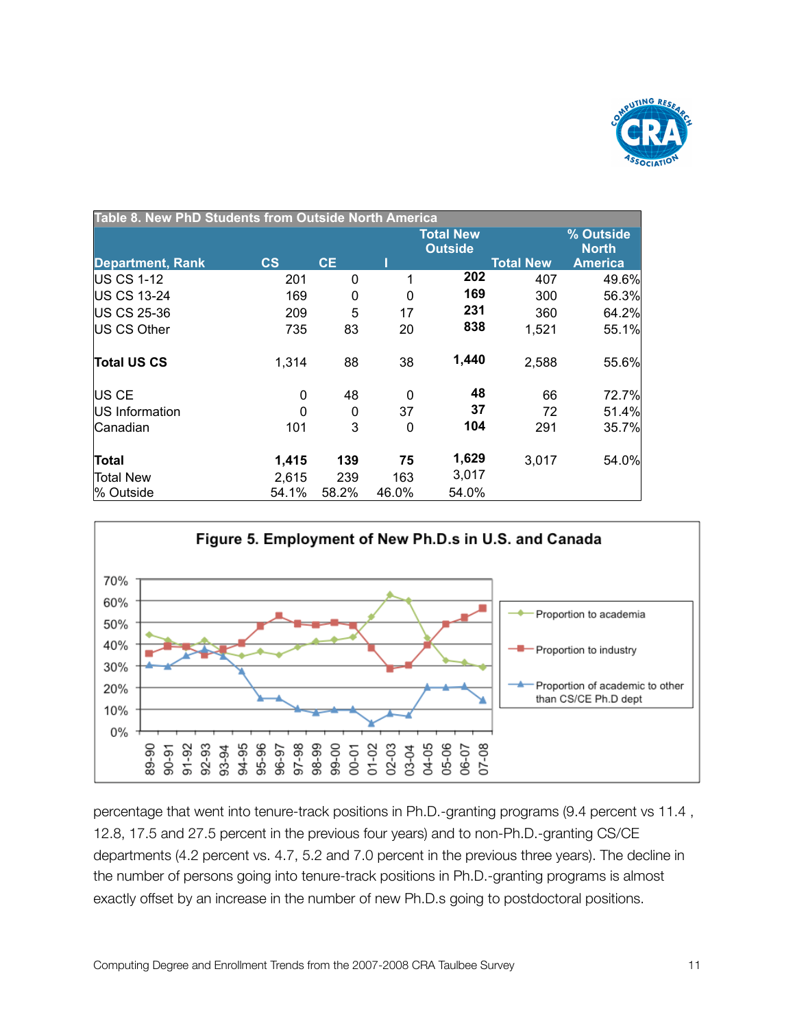**Table 8. New PhD Students from Outside North America**

| Department, Rank | CS | CE | I | Total New Outside | Total New | % Outside North America |
|---|---|---|---|---|---|---|
| US CS 1-12 | 201 | 0 | 1 | **202** | 407 | 49.6% |
| US CS 13-24 | 169 | 0 | 0 | **169** | 300 | 56.3% |
| US CS 25-36 | 209 | 5 | 17 | **231** | 360 | 64.2% |
| US CS Other | 735 | 83 | 20 | **838** | 1,521 | 55.1% |
| **Total US CS** | 1,314 | 88 | 38 | **1,440** | 2,588 | 55.6% |
| US CE | 0 | 48 | 0 | **48** | 66 | 72.7% |
| US Information | 0 | 0 | 37 | **37** | 72 | 51.4% |
| Canadian | 101 | 3 | 0 | **104** | 291 | 35.7% |
| **Total** | **1,415** | **139** | **75** | **1,629** | 3,017 | 54.0% |
| Total New | 2,615 | 239 | 163 | 3,017 | | |
| % Outside | 54.1% | 58.2% | 46.0% | 54.0% | | |

**Figure 5. Employment of New Ph.D.s in U.S. and Canada**

percentage that went into tenure-track positions in Ph.D.-granting programs (9.4 percent vs 11.4 , 12.8, 17.5 and 27.5 percent in the previous four years) and to non-Ph.D.-granting CS/CE departments (4.2 percent vs. 4.7, 5.2 and 7.0 percent in the previous three years). The decline in the number of persons going into tenure-track positions in Ph.D.-granting programs is almost exactly offset by an increase in the number of new Ph.D.s going to postdoctoral positions.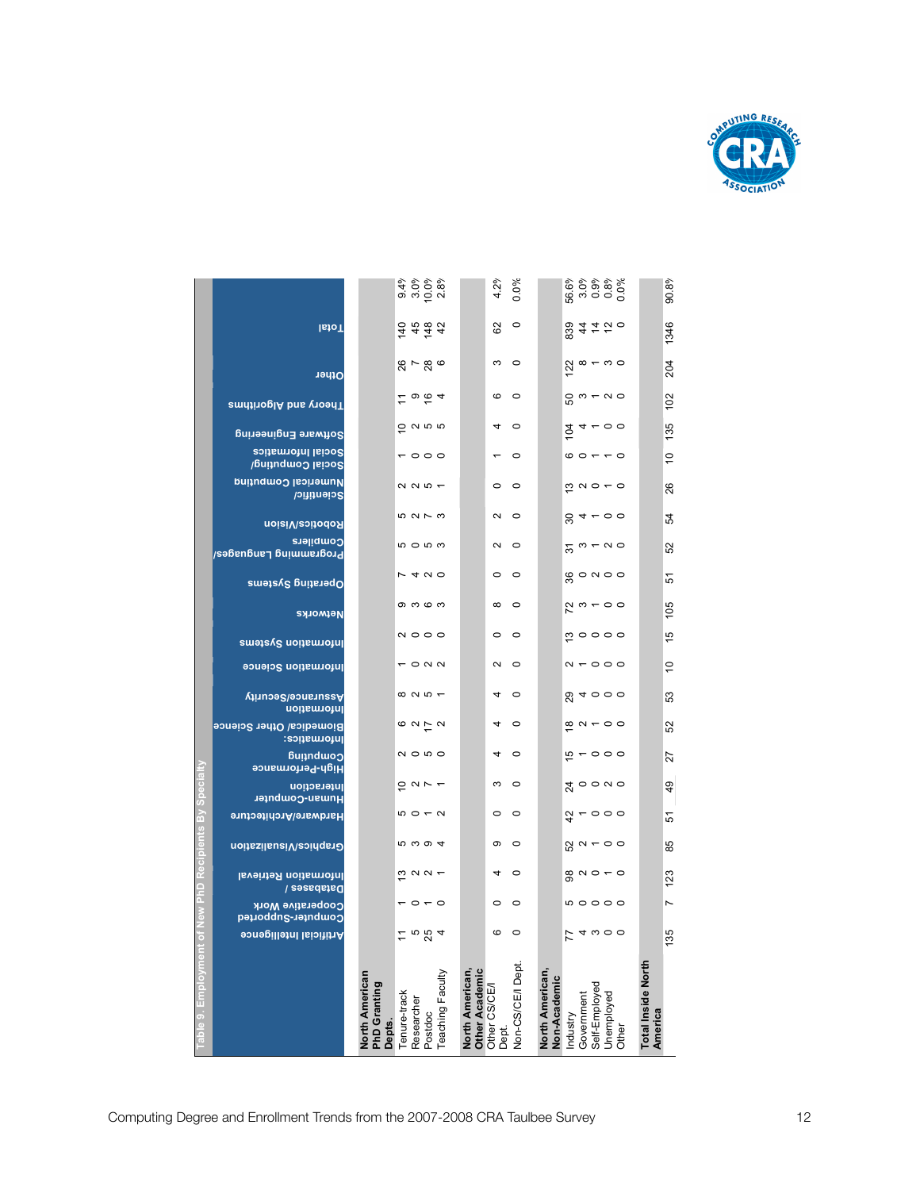## Table 9. Employment of New PhD Recipients By Specialty

| | Artificial Intelligence | Computer-Supported Cooperative Work | Databases / Information Retrieval | Graphics/Visualization | Hardware/Architecture | Human-Computer Interaction | High-Performance Computing | Informatics: Biomedical/ Other Science | Information Assurance/Security | Information Science | Information Systems | Networks | Operating Systems | Programming Languages/ Compilers | Robotics/Vision | Scientific/ Numerical Computing | Social Computing/ Social Informatics | Software Engineering | Theory and Algorithms | Other | Total | |
|---|---|---|---|---|---|---|---|---|---|---|---|---|---|---|---|---|---|---|---|---|---|---|
| **North American PhD Granting Depts.** | | | | | | | | | | | | | | | | | | | | | | |
| Tenure-track | 11 | 1 | 13 | 5 | 5 | 10 | 2 | 6 | 8 | 1 | 2 | 9 | 7 | 5 | 5 | 2 | 1 | 10 | 11 | 26 | 140 | 9.4% |
| Researcher | 5 | 0 | 2 | 3 | 0 | 2 | 0 | 2 | 2 | 0 | 0 | 3 | 4 | 0 | 2 | 2 | 0 | 2 | 9 | 7 | 45 | 3.0% |
| Postdoc | 25 | 1 | 2 | 9 | 1 | 7 | 5 | 17 | 5 | 2 | 0 | 6 | 2 | 5 | 7 | 5 | 0 | 5 | 16 | 28 | 148 | 10.0% |
| Teaching Faculty | 4 | 0 | 1 | 4 | 2 | 1 | 0 | 2 | 1 | 2 | 0 | 3 | 0 | 3 | 3 | 1 | 0 | 5 | 4 | 6 | 42 | 2.8% |
| **North American, Other Academic** | | | | | | | | | | | | | | | | | | | | | | |
| Other CS/CE/I Dept. | 6 | 0 | 4 | 9 | 0 | 3 | 4 | 4 | 4 | 2 | 0 | 8 | 0 | 2 | 2 | 0 | 1 | 4 | 6 | 3 | 62 | 4.2% |
| Non-CS/CE/I Dept. | 0 | 0 | 0 | 0 | 0 | 0 | 0 | 0 | 0 | 0 | 0 | 0 | 0 | 0 | 0 | 0 | 0 | 0 | 0 | 0 | 0 | 0.0% |
| **North American, Non-Academic** | | | | | | | | | | | | | | | | | | | | | | |
| Industry | 77 | 5 | 98 | 52 | 42 | 24 | 15 | 18 | 29 | 2 | 13 | 72 | 36 | 31 | 30 | 13 | 6 | 104 | 50 | 122 | 839 | 56.6% |
| Government | 4 | 0 | 2 | 2 | 1 | 0 | 1 | 2 | 4 | 1 | 0 | 3 | 0 | 3 | 4 | 2 | 0 | 4 | 3 | 8 | 44 | 3.0% |
| Self-Employed | 3 | 0 | 0 | 1 | 0 | 0 | 0 | 1 | 0 | 0 | 0 | 1 | 2 | 1 | 1 | 0 | 1 | 1 | 1 | 1 | 14 | 0.9% |
| Unemployed | 0 | 0 | 1 | 0 | 0 | 2 | 0 | 0 | 0 | 0 | 0 | 0 | 0 | 2 | 0 | 1 | 1 | 0 | 2 | 3 | 12 | 0.8% |
| Other | 0 | 0 | 0 | 0 | 0 | 0 | 0 | 0 | 0 | 0 | 0 | 0 | 0 | 0 | 0 | 0 | 0 | 0 | 0 | 0 | 0 | 0.0% |
| **Total Inside North America** | 135 | 7 | 123 | 85 | 51 | 49 | 27 | 52 | 53 | 10 | 15 | 105 | 51 | 52 | 54 | 26 | 10 | 135 | 102 | 204 | 1346 | 90.8% |

Computing Degree and Enrollment Trends from the 2007-2008 CRA Taulbee Survey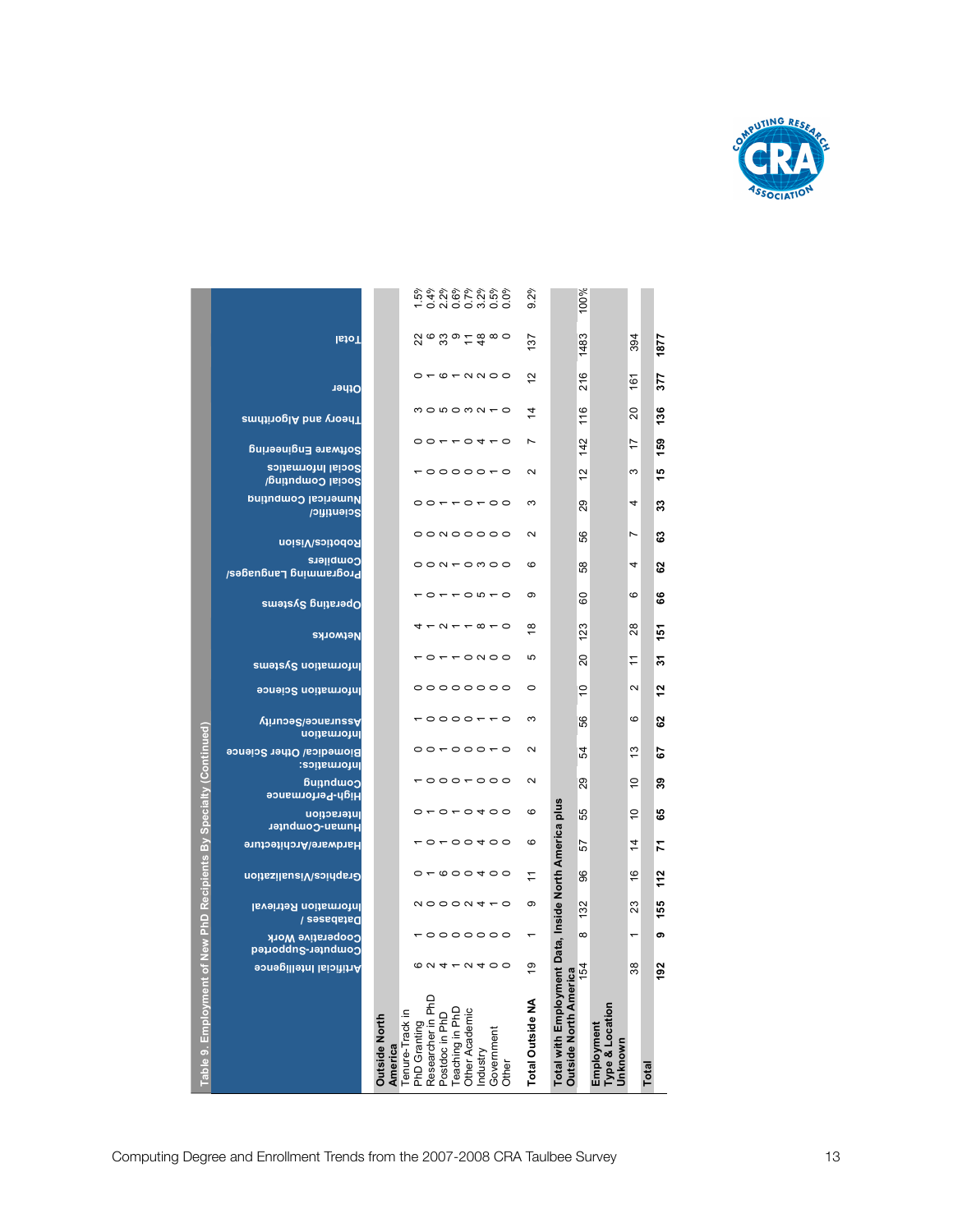## Table 9. Employment of New PhD Recipients By Specialty (Continued)

| | Artificial Intelligence | Computer-Supported Cooperative Work | Databases / Information Retrieval | Graphics/Visualization | Hardware/Architecture | Human-Computer Interaction | High-Performance Computing | Informatics: Biomedical/ Other Science | Information Assurance/Security | Information Science | Information Systems | Networks | Operating Systems | Programming Languages/ Compilers | Robotics/Vision | Scientific/ Numerical Computing | Social Computing/ Social Informatics | Software Engineering | Theory and Algorithms | Other | Total | |
|---|---|---|---|---|---|---|---|---|---|---|---|---|---|---|---|---|---|---|---|---|---|---|
| **Outside North America** | | | | | | | | | | | | | | | | | | | | | | |
| Tenure-Track in PhD Granting | 6 | 1 | 2 | 0 | 1 | 0 | 1 | 0 | 1 | 0 | 1 | 4 | 1 | 0 | 0 | 0 | 1 | 0 | 3 | 0 | 22 | 1.5% |
| Researcher in PhD | 2 | 0 | 0 | 1 | 0 | 1 | 0 | 0 | 0 | 0 | 0 | 1 | 0 | 0 | 0 | 0 | 0 | 0 | 0 | 1 | 6 | 0.4% |
| Postdoc in PhD | 4 | 0 | 0 | 6 | 1 | 0 | 0 | 1 | 0 | 0 | 1 | 2 | 1 | 2 | 2 | 1 | 0 | 1 | 5 | 6 | 33 | 2.2% |
| Teaching in PhD | 1 | 0 | 0 | 0 | 0 | 1 | 0 | 0 | 0 | 0 | 1 | 1 | 1 | 1 | 0 | 1 | 0 | 1 | 0 | 1 | 9 | 0.6% |
| Other Academic | 2 | 0 | 2 | 0 | 0 | 0 | 1 | 0 | 0 | 0 | 0 | 1 | 0 | 0 | 0 | 0 | 0 | 0 | 3 | 2 | 11 | 0.7% |
| Industry | 4 | 0 | 4 | 4 | 4 | 4 | 0 | 0 | 1 | 0 | 2 | 8 | 5 | 3 | 0 | 1 | 0 | 4 | 2 | 2 | 48 | 3.2% |
| Government | 0 | 0 | 1 | 0 | 0 | 0 | 0 | 1 | 1 | 0 | 0 | 1 | 1 | 0 | 0 | 0 | 1 | 1 | 1 | 0 | 8 | 0.5% |
| Other | 0 | 0 | 0 | 0 | 0 | 0 | 0 | 0 | 0 | 0 | 0 | 0 | 0 | 0 | 0 | 0 | 0 | 0 | 0 | 0 | 0 | 0.0% |
| **Total Outside NA** | 19 | 1 | 9 | 11 | 6 | 6 | 2 | 2 | 3 | 0 | 5 | 18 | 9 | 6 | 2 | 3 | 2 | 7 | 14 | 12 | 137 | 9.2% |
| **Total with Employment Data, Inside North America plus Outside North America** | 154 | 8 | 132 | 96 | 57 | 55 | 29 | 54 | 56 | 10 | 20 | 123 | 60 | 58 | 56 | 29 | 12 | 142 | 116 | 216 | 1483 | 100% |
| **Employment Type & Location Unknown** | 38 | 1 | 23 | 16 | 14 | 10 | 10 | 13 | 6 | 2 | 11 | 28 | 6 | 4 | 7 | 4 | 3 | 17 | 20 | 161 | 394 | |
| **Total** | **192** | **9** | **155** | **112** | **71** | **65** | **39** | **67** | **62** | **12** | **31** | **151** | **66** | **62** | **63** | **33** | **15** | **159** | **136** | **377** | **1877** | |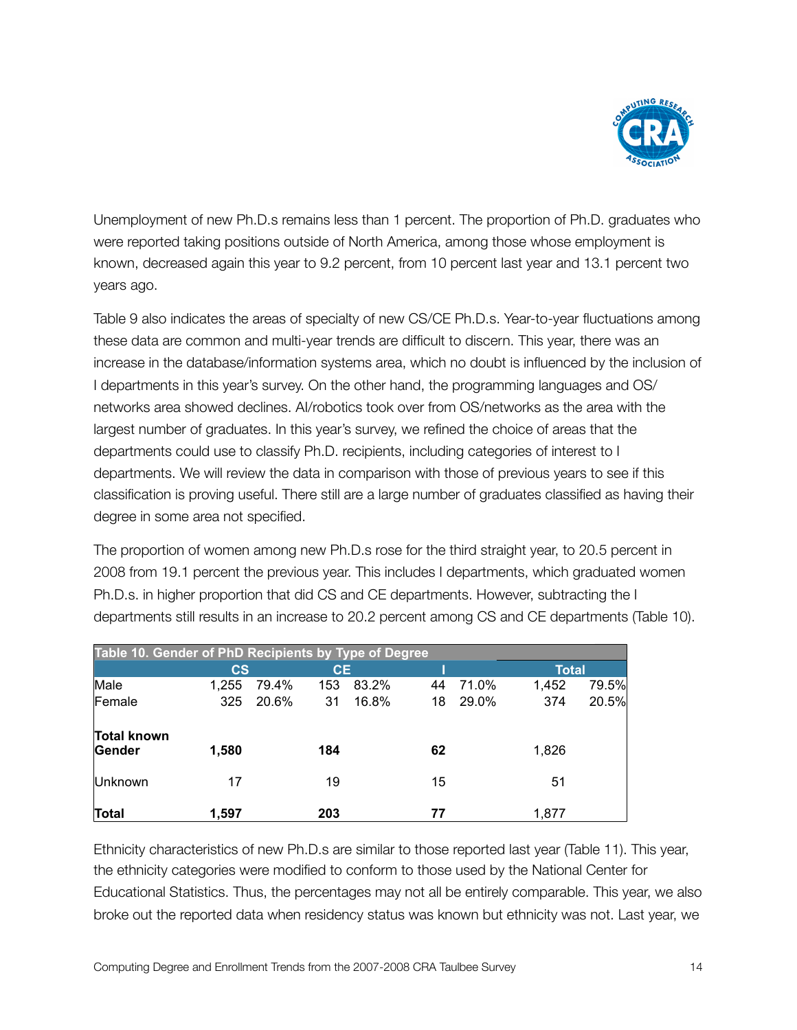Unemployment of new Ph.D.s remains less than 1 percent. The proportion of Ph.D. graduates who were reported taking positions outside of North America, among those whose employment is known, decreased again this year to 9.2 percent, from 10 percent last year and 13.1 percent two years ago.

Table 9 also indicates the areas of specialty of new CS/CE Ph.D.s. Year-to-year fluctuations among these data are common and multi-year trends are difficult to discern. This year, there was an increase in the database/information systems area, which no doubt is influenced by the inclusion of I departments in this year's survey. On the other hand, the programming languages and OS/networks area showed declines. AI/robotics took over from OS/networks as the area with the largest number of graduates. In this year's survey, we refined the choice of areas that the departments could use to classify Ph.D. recipients, including categories of interest to I departments. We will review the data in comparison with those of previous years to see if this classification is proving useful. There still are a large number of graduates classified as having their degree in some area not specified.

The proportion of women among new Ph.D.s rose for the third straight year, to 20.5 percent in 2008 from 19.1 percent the previous year. This includes I departments, which graduated women Ph.D.s. in higher proportion that did CS and CE departments. However, subtracting the I departments still results in an increase to 20.2 percent among CS and CE departments (Table 10).

**Table 10. Gender of PhD Recipients by Type of Degree**

| | CS | | CE | | I | | Total | |
|---|---|---|---|---|---|---|---|---|
| Male | 1,255 | 79.4% | 153 | 83.2% | 44 | 71.0% | 1,452 | 79.5% |
| Female | 325 | 20.6% | 31 | 16.8% | 18 | 29.0% | 374 | 20.5% |
| **Total known Gender** | **1,580** | | **184** | | **62** | | 1,826 | |
| Unknown | 17 | | 19 | | 15 | | 51 | |
| **Total** | **1,597** | | **203** | | **77** | | 1,877 | |

Ethnicity characteristics of new Ph.D.s are similar to those reported last year (Table 11). This year, the ethnicity categories were modified to conform to those used by the National Center for Educational Statistics. Thus, the percentages may not all be entirely comparable. This year, we also broke out the reported data when residency status was known but ethnicity was not. Last year, we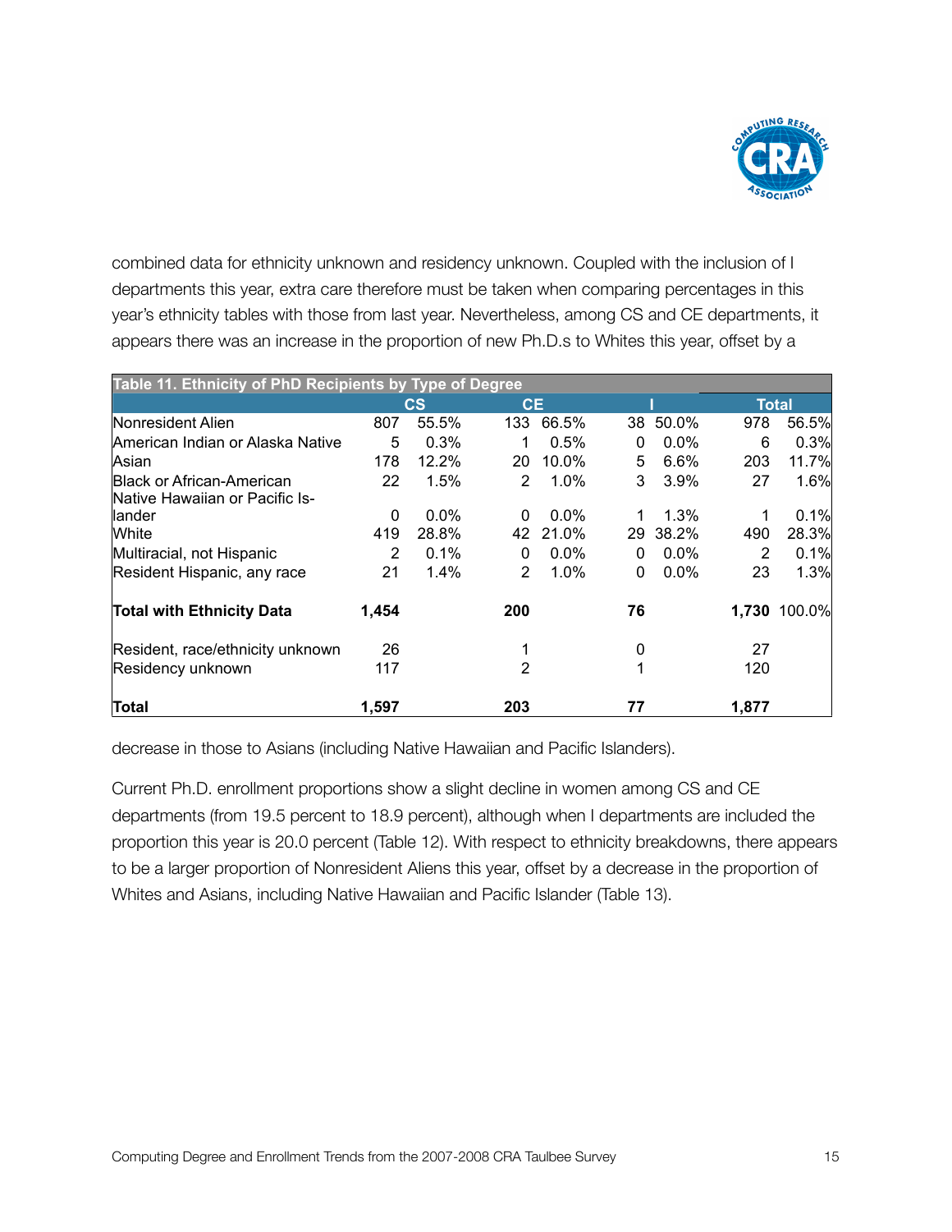combined data for ethnicity unknown and residency unknown. Coupled with the inclusion of I departments this year, extra care therefore must be taken when comparing percentages in this year's ethnicity tables with those from last year. Nevertheless, among CS and CE departments, it appears there was an increase in the proportion of new Ph.D.s to Whites this year, offset by a

**Table 11. Ethnicity of PhD Recipients by Type of Degree**

| | CS | | CE | | I | | Total | |
|---|---|---|---|---|---|---|---|---|
| Nonresident Alien | 807 | 55.5% | 133 | 66.5% | 38 | 50.0% | 978 | 56.5% |
| American Indian or Alaska Native | 5 | 0.3% | 1 | 0.5% | 0 | 0.0% | 6 | 0.3% |
| Asian | 178 | 12.2% | 20 | 10.0% | 5 | 6.6% | 203 | 11.7% |
| Black or African-American | 22 | 1.5% | 2 | 1.0% | 3 | 3.9% | 27 | 1.6% |
| Native Hawaiian or Pacific Islander | 0 | 0.0% | 0 | 0.0% | 1 | 1.3% | 1 | 0.1% |
| White | 419 | 28.8% | 42 | 21.0% | 29 | 38.2% | 490 | 28.3% |
| Multiracial, not Hispanic | 2 | 0.1% | 0 | 0.0% | 0 | 0.0% | 2 | 0.1% |
| Resident Hispanic, any race | 21 | 1.4% | 2 | 1.0% | 0 | 0.0% | 23 | 1.3% |
| **Total with Ethnicity Data** | **1,454** | | **200** | | **76** | | **1,730** | 100.0% |
| Resident, race/ethnicity unknown | 26 | | 1 | | 0 | | 27 | |
| Residency unknown | 117 | | 2 | | 1 | | 120 | |
| **Total** | **1,597** | | **203** | | **77** | | **1,877** | |

decrease in those to Asians (including Native Hawaiian and Pacific Islanders).

Current Ph.D. enrollment proportions show a slight decline in women among CS and CE departments (from 19.5 percent to 18.9 percent), although when I departments are included the proportion this year is 20.0 percent (Table 12). With respect to ethnicity breakdowns, there appears to be a larger proportion of Nonresident Aliens this year, offset by a decrease in the proportion of Whites and Asians, including Native Hawaiian and Pacific Islander (Table 13).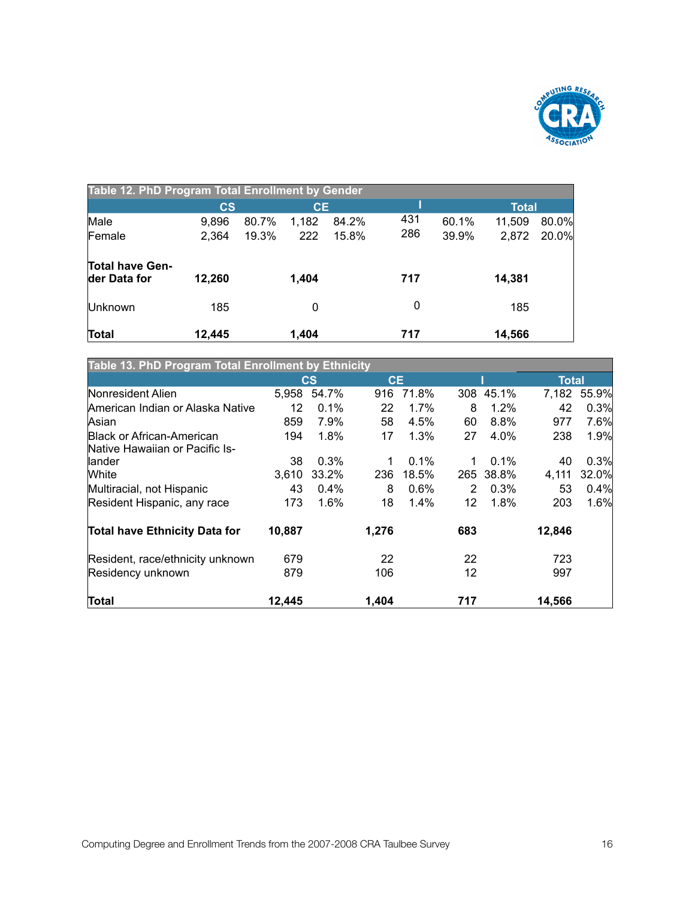**Table 12. PhD Program Total Enrollment by Gender**

| | CS | | CE | | I | | Total | |
|---|---|---|---|---|---|---|---|---|
| Male | 9,896 | 80.7% | 1,182 | 84.2% | 431 | 60.1% | 11,509 | 80.0% |
| Female | 2,364 | 19.3% | 222 | 15.8% | 286 | 39.9% | 2,872 | 20.0% |
| **Total have Gender Data for** | **12,260** | | **1,404** | | **717** | | **14,381** | |
| Unknown | 185 | | 0 | | 0 | | 185 | |
| **Total** | **12,445** | | **1,404** | | **717** | | **14,566** | |

**Table 13. PhD Program Total Enrollment by Ethnicity**

| | CS | | CE | | I | | Total | |
|---|---|---|---|---|---|---|---|---|
| Nonresident Alien | 5,958 | 54.7% | 916 | 71.8% | 308 | 45.1% | 7,182 | 55.9% |
| American Indian or Alaska Native | 12 | 0.1% | 22 | 1.7% | 8 | 1.2% | 42 | 0.3% |
| Asian | 859 | 7.9% | 58 | 4.5% | 60 | 8.8% | 977 | 7.6% |
| Black or African-American | 194 | 1.8% | 17 | 1.3% | 27 | 4.0% | 238 | 1.9% |
| Native Hawaiian or Pacific Islander | 38 | 0.3% | 1 | 0.1% | 1 | 0.1% | 40 | 0.3% |
| White | 3,610 | 33.2% | 236 | 18.5% | 265 | 38.8% | 4,111 | 32.0% |
| Multiracial, not Hispanic | 43 | 0.4% | 8 | 0.6% | 2 | 0.3% | 53 | 0.4% |
| Resident Hispanic, any race | 173 | 1.6% | 18 | 1.4% | 12 | 1.8% | 203 | 1.6% |
| **Total have Ethnicity Data for** | **10,887** | | **1,276** | | **683** | | **12,846** | |
| Resident, race/ethnicity unknown | 679 | | 22 | | 22 | | 723 | |
| Residency unknown | 879 | | 106 | | 12 | | 997 | |
| **Total** | **12,445** | | **1,404** | | **717** | | **14,566** | |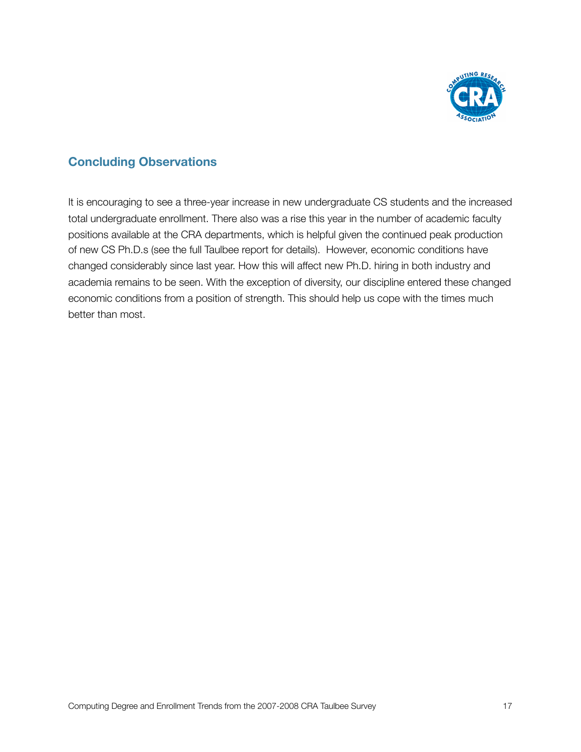## Concluding Observations

It is encouraging to see a three-year increase in new undergraduate CS students and the increased total undergraduate enrollment. There also was a rise this year in the number of academic faculty positions available at the CRA departments, which is helpful given the continued peak production of new CS Ph.D.s (see the full Taulbee report for details). However, economic conditions have changed considerably since last year. How this will affect new Ph.D. hiring in both industry and academia remains to be seen. With the exception of diversity, our discipline entered these changed economic conditions from a position of strength. This should help us cope with the times much better than most.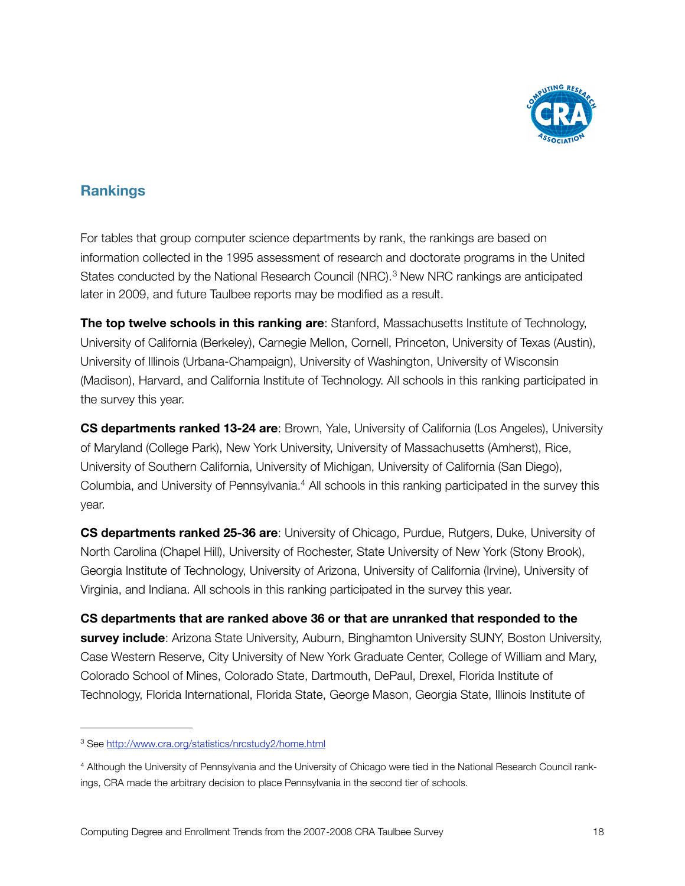## Rankings

For tables that group computer science departments by rank, the rankings are based on information collected in the 1995 assessment of research and doctorate programs in the United States conducted by the National Research Council (NRC).[3] New NRC rankings are anticipated later in 2009, and future Taulbee reports may be modified as a result.

**The top twelve schools in this ranking are**: Stanford, Massachusetts Institute of Technology, University of California (Berkeley), Carnegie Mellon, Cornell, Princeton, University of Texas (Austin), University of Illinois (Urbana-Champaign), University of Washington, University of Wisconsin (Madison), Harvard, and California Institute of Technology. All schools in this ranking participated in the survey this year.

**CS departments ranked 13-24 are**: Brown, Yale, University of California (Los Angeles), University of Maryland (College Park), New York University, University of Massachusetts (Amherst), Rice, University of Southern California, University of Michigan, University of California (San Diego), Columbia, and University of Pennsylvania.[4] All schools in this ranking participated in the survey this year.

**CS departments ranked 25-36 are**: University of Chicago, Purdue, Rutgers, Duke, University of North Carolina (Chapel Hill), University of Rochester, State University of New York (Stony Brook), Georgia Institute of Technology, University of Arizona, University of California (Irvine), University of Virginia, and Indiana. All schools in this ranking participated in the survey this year.

**CS departments that are ranked above 36 or that are unranked that responded to the survey include**: Arizona State University, Auburn, Binghamton University SUNY, Boston University, Case Western Reserve, City University of New York Graduate Center, College of William and Mary, Colorado School of Mines, Colorado State, Dartmouth, DePaul, Drexel, Florida Institute of Technology, Florida International, Florida State, George Mason, Georgia State, Illinois Institute of

---

[3] See http://www.cra.org/statistics/nrcstudy2/home.html

[4] Although the University of Pennsylvania and the University of Chicago were tied in the National Research Council rankings, CRA made the arbitrary decision to place Pennsylvania in the second tier of schools.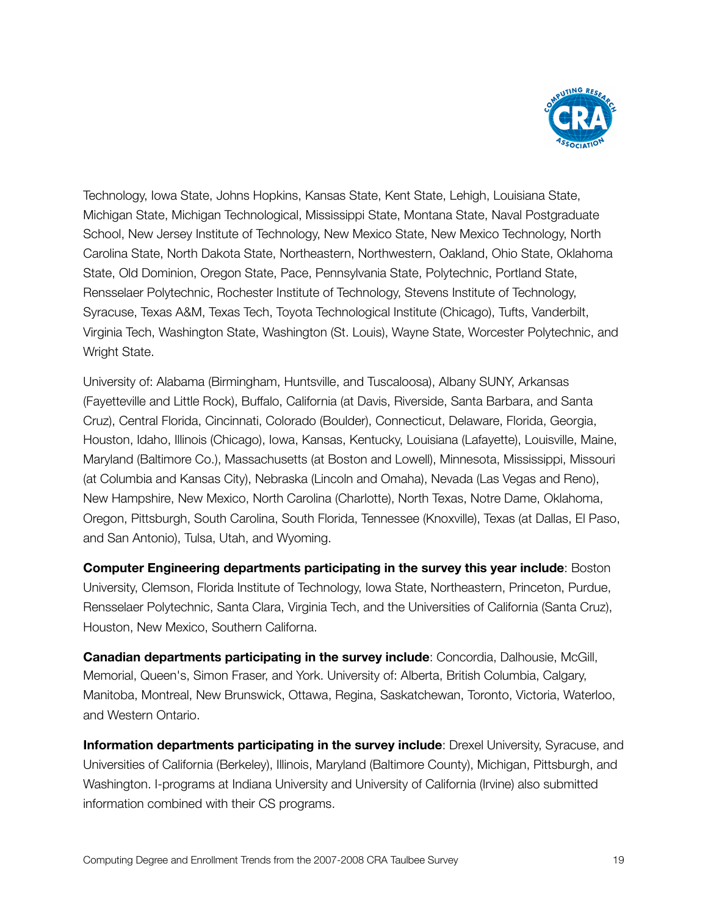Technology, Iowa State, Johns Hopkins, Kansas State, Kent State, Lehigh, Louisiana State, Michigan State, Michigan Technological, Mississippi State, Montana State, Naval Postgraduate School, New Jersey Institute of Technology, New Mexico State, New Mexico Technology, North Carolina State, North Dakota State, Northeastern, Northwestern, Oakland, Ohio State, Oklahoma State, Old Dominion, Oregon State, Pace, Pennsylvania State, Polytechnic, Portland State, Rensselaer Polytechnic, Rochester Institute of Technology, Stevens Institute of Technology, Syracuse, Texas A&M, Texas Tech, Toyota Technological Institute (Chicago), Tufts, Vanderbilt, Virginia Tech, Washington State, Washington (St. Louis), Wayne State, Worcester Polytechnic, and Wright State.

University of: Alabama (Birmingham, Huntsville, and Tuscaloosa), Albany SUNY, Arkansas (Fayetteville and Little Rock), Buffalo, California (at Davis, Riverside, Santa Barbara, and Santa Cruz), Central Florida, Cincinnati, Colorado (Boulder), Connecticut, Delaware, Florida, Georgia, Houston, Idaho, Illinois (Chicago), Iowa, Kansas, Kentucky, Louisiana (Lafayette), Louisville, Maine, Maryland (Baltimore Co.), Massachusetts (at Boston and Lowell), Minnesota, Mississippi, Missouri (at Columbia and Kansas City), Nebraska (Lincoln and Omaha), Nevada (Las Vegas and Reno), New Hampshire, New Mexico, North Carolina (Charlotte), North Texas, Notre Dame, Oklahoma, Oregon, Pittsburgh, South Carolina, South Florida, Tennessee (Knoxville), Texas (at Dallas, El Paso, and San Antonio), Tulsa, Utah, and Wyoming.

**Computer Engineering departments participating in the survey this year include**: Boston University, Clemson, Florida Institute of Technology, Iowa State, Northeastern, Princeton, Purdue, Rensselaer Polytechnic, Santa Clara, Virginia Tech, and the Universities of California (Santa Cruz), Houston, New Mexico, Southern Californa.

**Canadian departments participating in the survey include**: Concordia, Dalhousie, McGill, Memorial, Queen's, Simon Fraser, and York. University of: Alberta, British Columbia, Calgary, Manitoba, Montreal, New Brunswick, Ottawa, Regina, Saskatchewan, Toronto, Victoria, Waterloo, and Western Ontario.

**Information departments participating in the survey include**: Drexel University, Syracuse, and Universities of California (Berkeley), Illinois, Maryland (Baltimore County), Michigan, Pittsburgh, and Washington. I-programs at Indiana University and University of California (Irvine) also submitted information combined with their CS programs.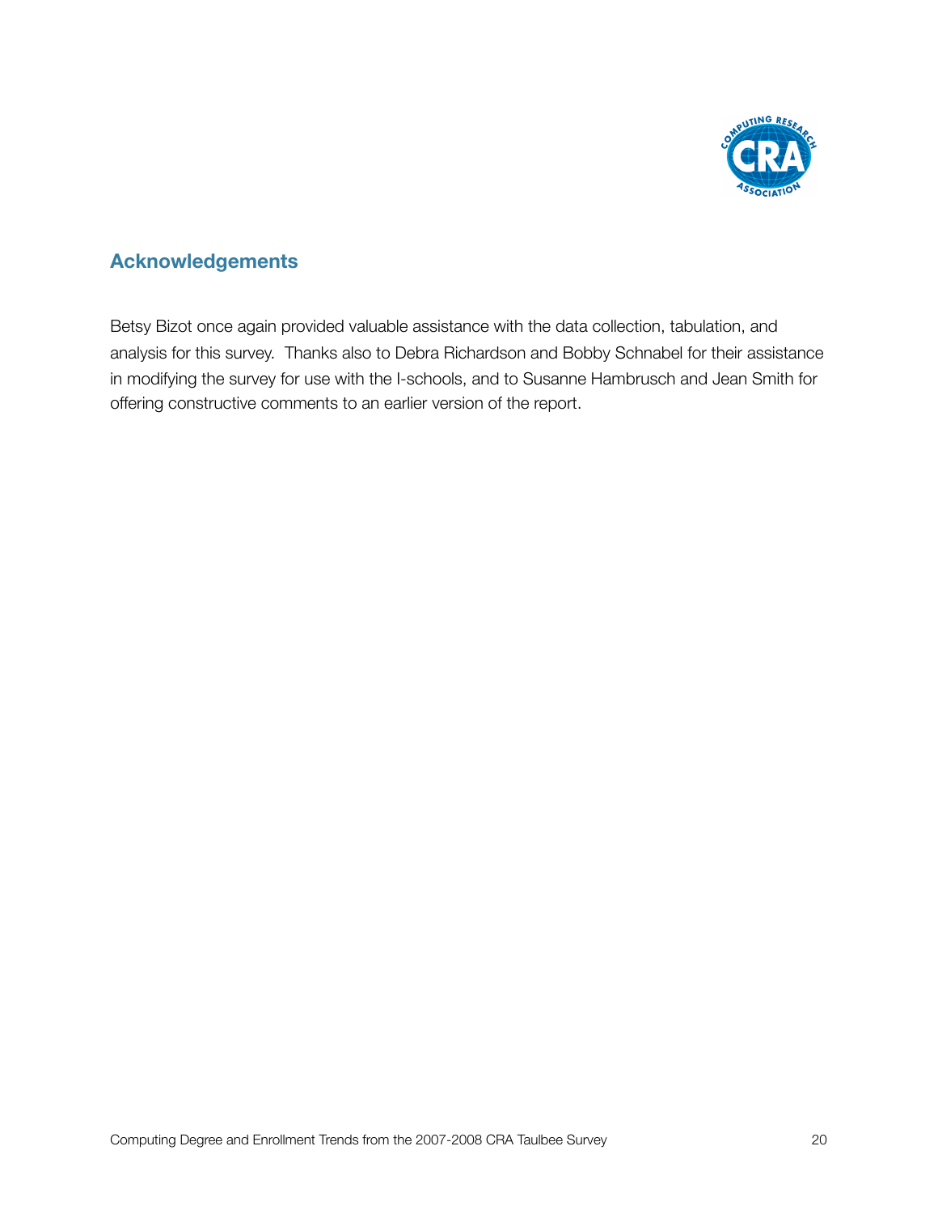## Acknowledgements

Betsy Bizot once again provided valuable assistance with the data collection, tabulation, and analysis for this survey. Thanks also to Debra Richardson and Bobby Schnabel for their assistance in modifying the survey for use with the I-schools, and to Susanne Hambrusch and Jean Smith for offering constructive comments to an earlier version of the report.